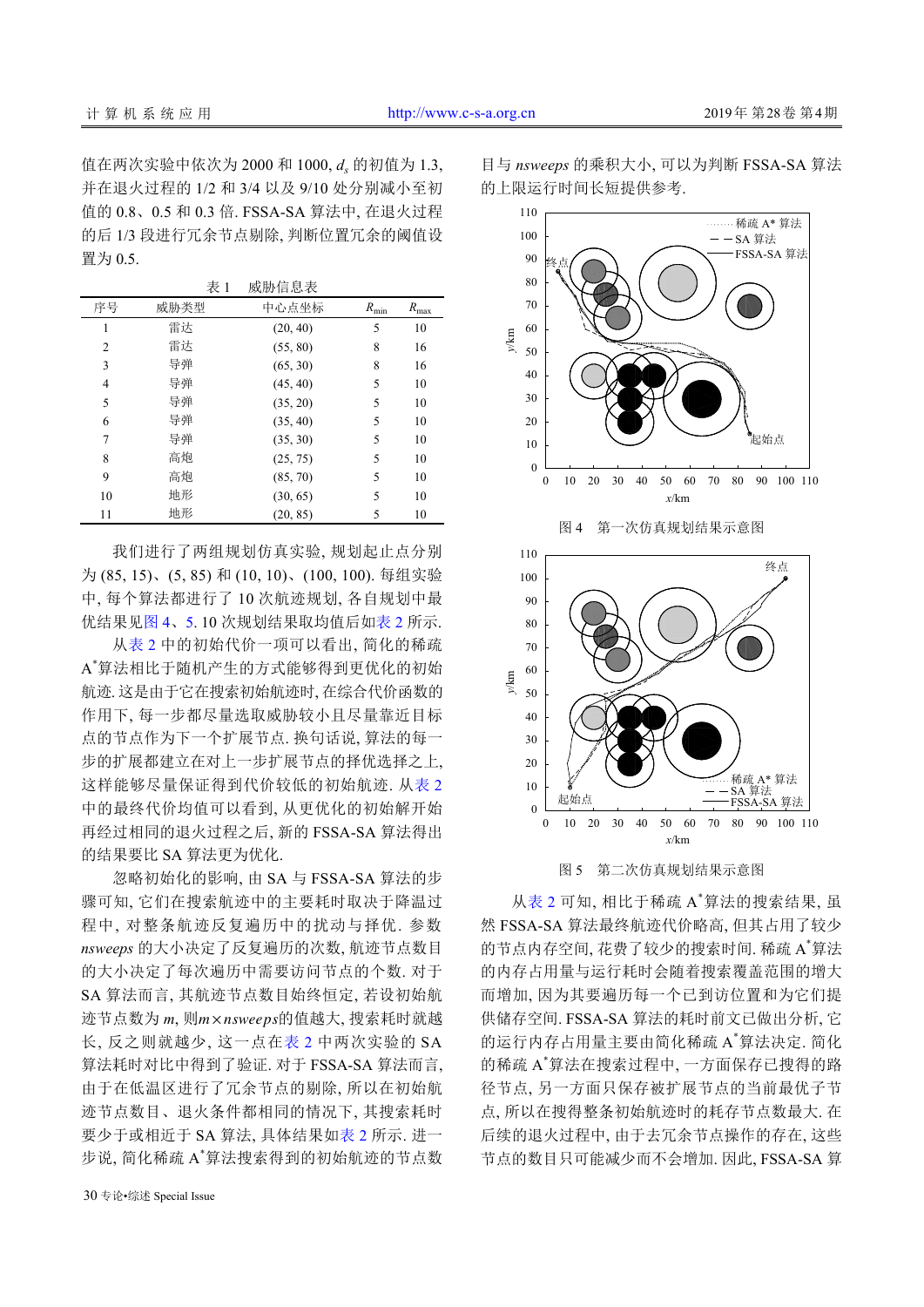值在两次实验中依次为 2000 和 1000, $d_s$ 的初值为 1.3, 并在退火过程的 1/2 和 3/4 以及 9/10 处分别减小至初值的 0.8、0.5 和 0.3 倍. FSSA-SA 算法中, 在退火过程的后 1/3 段进行冗余节点剔除, 判断位置冗余的阈值设置为 0.5.

表 1　威胁信息表

| 序号 | 威胁类型 | 中心点坐标 | $R_{min}$ | $R_{max}$ |
|---|---|---|---|---|
| 1 | 雷达 | (20, 40) | 5 | 10 |
| 2 | 雷达 | (55, 80) | 8 | 16 |
| 3 | 导弹 | (65, 30) | 8 | 16 |
| 4 | 导弹 | (45, 40) | 5 | 10 |
| 5 | 导弹 | (35, 20) | 5 | 10 |
| 6 | 导弹 | (35, 40) | 5 | 10 |
| 7 | 导弹 | (35, 30) | 5 | 10 |
| 8 | 高炮 | (25, 75) | 5 | 10 |
| 9 | 高炮 | (85, 70) | 5 | 10 |
| 10 | 地形 | (30, 65) | 5 | 10 |
| 11 | 地形 | (20, 85) | 5 | 10 |

我们进行了两组规划仿真实验, 规划起止点分别为 (85, 15)、(5, 85) 和 (10, 10)、(100, 100). 每组实验中, 每个算法都进行了 10 次航迹规划, 各自规划中最优结果见图 4、5. 10 次规划结果取均值后如表 2 所示.

从表 2 中的初始代价一项可以看出, 简化的稀疏 $A^*$算法相比于随机产生的方式能够得到更优化的初始航迹. 这是由于它在搜索初始航迹时, 在综合代价函数的作用下, 每一步都尽量选取威胁较小且尽量靠近目标点的节点作为下一个扩展节点. 换句话说, 算法的每一步的扩展都建立在对上一步扩展节点的择优选择之上, 这样能够尽量保证得到代价较低的初始航迹. 从表 2 中的最终代价均值可以看到, 从更优化的初始解开始再经过相同的退火过程之后, 新的 FSSA-SA 算法得出的结果要比 SA 算法更为优化.

忽略初始化的影响, 由 SA 与 FSSA-SA 算法的步骤可知, 它们在搜索航迹中的主要耗时取决于降温过程中, 对整条航迹反复遍历中的扰动与择优. 参数 *nsweeps* 的大小决定了反复遍历的次数, 航迹节点数目的大小决定了每次遍历中需要访问节点的个数. 对于 SA 算法而言, 其航迹节点数目始终恒定, 若设初始航迹节点数为 $m$, 则$m\times nsweeps$的值越大, 搜索耗时就越长, 反之则就越少, 这一点在表 2 中两次实验的 SA 算法耗时对比中得到了验证. 对于 FSSA-SA 算法而言, 由于在低温区进行了冗余节点的剔除, 所以在初始航迹节点数目、退火条件都相同的情况下, 其搜索耗时要少于或相近于 SA 算法, 具体结果如表 2 所示. 进一步说, 简化稀疏 $A^*$算法搜索得到的初始航迹的节点数目与 *nsweeps* 的乘积大小, 可以为判断 FSSA-SA 算法的上限运行时间长短提供参考.

图 4　第一次仿真规划结果示意图

图 5　第二次仿真规划结果示意图

从表 2 可知, 相比于稀疏 $A^*$算法的搜索结果, 虽然 FSSA-SA 算法最终航迹代价略高, 但其占用了较少的节点内存空间, 花费了较少的搜索时间. 稀疏 $A^*$算法的内存占用量与运行耗时会随着搜索覆盖范围的增大而增加, 因为其要遍历每一个已到访位置和为它们提供储存空间. FSSA-SA 算法的耗时前文已做出分析, 它的运行内存占用量主要由简化稀疏 $A^*$算法决定. 简化的稀疏 $A^*$算法在搜索过程中, 一方面保存已搜得的路径节点, 另一方面只保存被扩展节点的当前最优子节点, 所以在搜得整条初始航迹时的耗存节点数最大. 在后续的退火过程中, 由于去冗余节点操作的存在, 这些节点的数目只可能减少而不会增加. 因此, FSSA-SA 算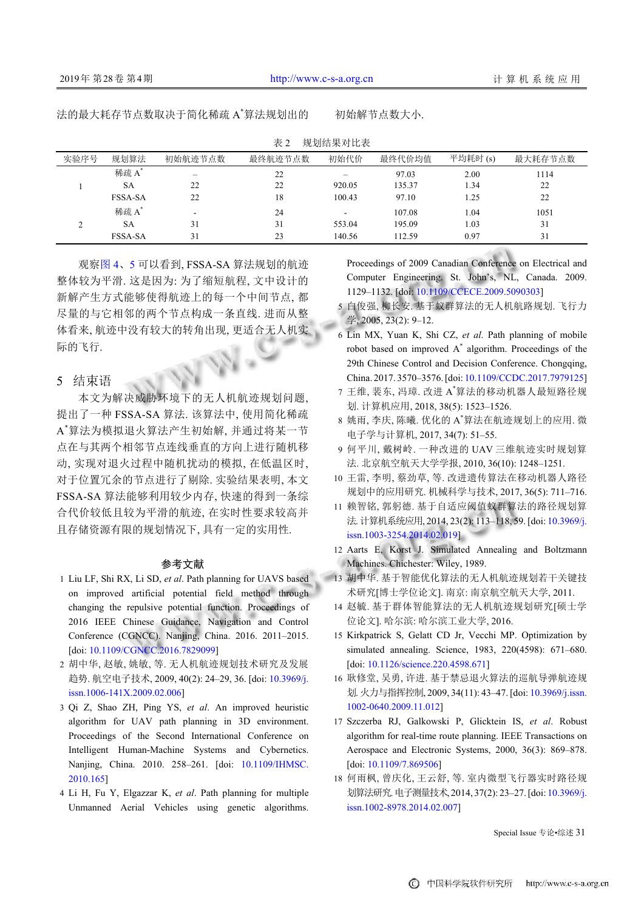法的最大耗存节点数取决于简化稀疏 A*算法规划出的初始解节点数大小.

表 2　规划结果对比表

| 实验序号 | 规划算法 | 初始航迹节点数 | 最终航迹节点数 | 初始代价 | 最终代价均值 | 平均耗时 (s) | 最大耗存节点数 |
|---|---|---|---|---|---|---|---|
| 1 | 稀疏 A* | – | 22 | – | 97.03 | 2.00 | 1114 |
| | SA | 22 | 22 | 920.05 | 135.37 | 1.34 | 22 |
| | FSSA-SA | 22 | 18 | 100.43 | 97.10 | 1.25 | 22 |
| 2 | 稀疏 A* | - | 24 | - | 107.08 | 1.04 | 1051 |
| | SA | 31 | 31 | 553.04 | 195.09 | 1.03 | 31 |
| | FSSA-SA | 31 | 23 | 140.56 | 112.59 | 0.97 | 31 |

观察图 4、5 可以看到, FSSA-SA 算法规划的航迹整体较为平滑. 这是因为: 为了缩短航程, 文中设计的新解产生方式能够使得航迹上的每一个中间节点, 都尽量的与它相邻的两个节点构成一条直线. 进而从整体看来, 航迹中没有较大的转角出现, 更适合无人机实际的飞行.

## 5　结束语

本文为解决威胁环境下的无人机航迹规划问题, 提出了一种 FSSA-SA 算法. 该算法中, 使用简化稀疏 A*算法为模拟退火算法产生初始解, 并通过将某一节点在与其两个相邻节点连线垂直的方向上进行随机移动, 实现对退火过程中随机扰动的模拟, 在低温区时, 对于位置冗余的节点进行了剔除. 实验结果表明, 本文 FSSA-SA 算法能够利用较少内存, 快速的得到一条综合代价较低且较为平滑的航迹, 在实时性要求较高并且存储资源有限的规划情况下, 具有一定的实用性.

## 参考文献

1 Liu LF, Shi RX, Li SD, *et al*. Path planning for UAVS based on improved artificial potential field method through changing the repulsive potential function. Proceedings of 2016 IEEE Chinese Guidance, Navigation and Control Conference (CGNCC). Nanjing, China. 2016. 2011–2015. [doi: 10.1109/CGNCC.2016.7829099]

2 胡中华, 赵敏, 姚敏, 等. 无人机航迹规划技术研究及发展趋势. 航空电子技术, 2009, 40(2): 24–29, 36. [doi: 10.3969/j.issn.1006-141X.2009.02.006]

3 Qi Z, Shao ZH, Ping YS, *et al*. An improved heuristic algorithm for UAV path planning in 3D environment. Proceedings of the Second International Conference on Intelligent Human-Machine Systems and Cybernetics. Nanjing, China. 2010. 258–261. [doi: 10.1109/IHMSC.2010.165]

4 Li H, Fu Y, Elgazzar K, *et al*. Path planning for multiple Unmanned Aerial Vehicles using genetic algorithms. Proceedings of 2009 Canadian Conference on Electrical and Computer Engineering. St. John's, NL, Canada. 2009. 1129–1132. [doi: 10.1109/CCECE.2009.5090303]

5 白俊强, 柳长安. 基于蚁群算法的无人机航路规划. 飞行力学, 2005, 23(2): 9–12.

6 Lin MX, Yuan K, Shi CZ, *et al*. Path planning of mobile robot based on improved A* algorithm. Proceedings of the 29th Chinese Control and Decision Conference. Chongqing, China. 2017. 3570–3576. [doi: 10.1109/CCDC.2017.7979125]

7 王维, 裴东, 冯璋. 改进 A*算法的移动机器人最短路径规划. 计算机应用, 2018, 38(5): 1523–1526.

8 姚雨, 李庆, 陈曦. 优化的 A*算法在航迹规划上的应用. 微电子学与计算机, 2017, 34(7): 51–55.

9 何平川, 戴树岭. 一种改进的 UAV 三维航迹实时规划算法. 北京航空航天大学学报, 2010, 36(10): 1248–1251.

10 王雷, 李明, 蔡劲草, 等. 改进遗传算法在移动机器人路径规划中的应用研究. 机械科学与技术, 2017, 36(5): 711–716.

11 赖智铭, 郭躬德. 基于自适应阈值蚁群算法的路径规划算法. 计算机系统应用, 2014, 23(2): 113–118, 59. [doi: 10.3969/j.issn.1003-3254.2014.02.019]

12 Aarts E, Korst J. Simulated Annealing and Boltzmann Machines. Chichester: Wiley, 1989.

13 胡中华. 基于智能优化算法的无人机航迹规划若干关键技术研究[博士学位论文]. 南京: 南京航空航天大学, 2011.

14 赵毓. 基于群体智能算法的无人机航迹规划研究[硕士学位论文]. 哈尔滨: 哈尔滨工业大学, 2016.

15 Kirkpatrick S, Gelatt CD Jr, Vecchi MP. Optimization by simulated annealing. Science, 1983, 220(4598): 671–680. [doi: 10.1126/science.220.4598.671]

16 耿修堂, 吴勇, 许进. 基于禁忌退火算法的巡航导弹航迹规划. 火力与指挥控制, 2009, 34(11): 43–47. [doi: 10.3969/j.issn.1002-0640.2009.11.012]

17 Szczerba RJ, Galkowski P, Glicktein IS, *et al*. Robust algorithm for real-time route planning. IEEE Transactions on Aerospace and Electronic Systems, 2000, 36(3): 869–878. [doi: 10.1109/7.869506]

18 何雨枫, 曾庆化, 王云舒, 等. 室内微型飞行器实时路径规划算法研究. 电子测量技术, 2014, 37(2): 23–27. [doi: 10.3969/j.issn.1002-8978.2014.02.007]